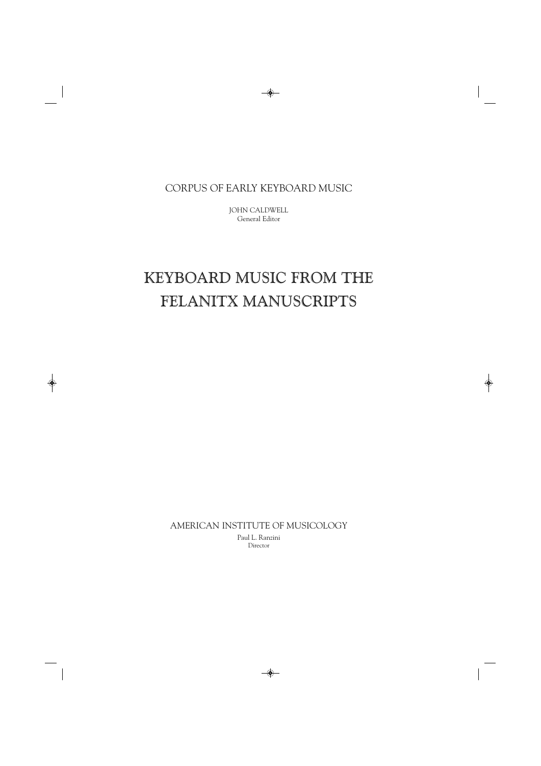CORPUS OF EARLY KEYBOARD MUSIC

JOHN CALDWELL
General Editor

# KEYBOARD MUSIC FROM THE FELANITX MANUSCRIPTS

AMERICAN INSTITUTE OF MUSICOLOGY

Paul L. Ranzini
Director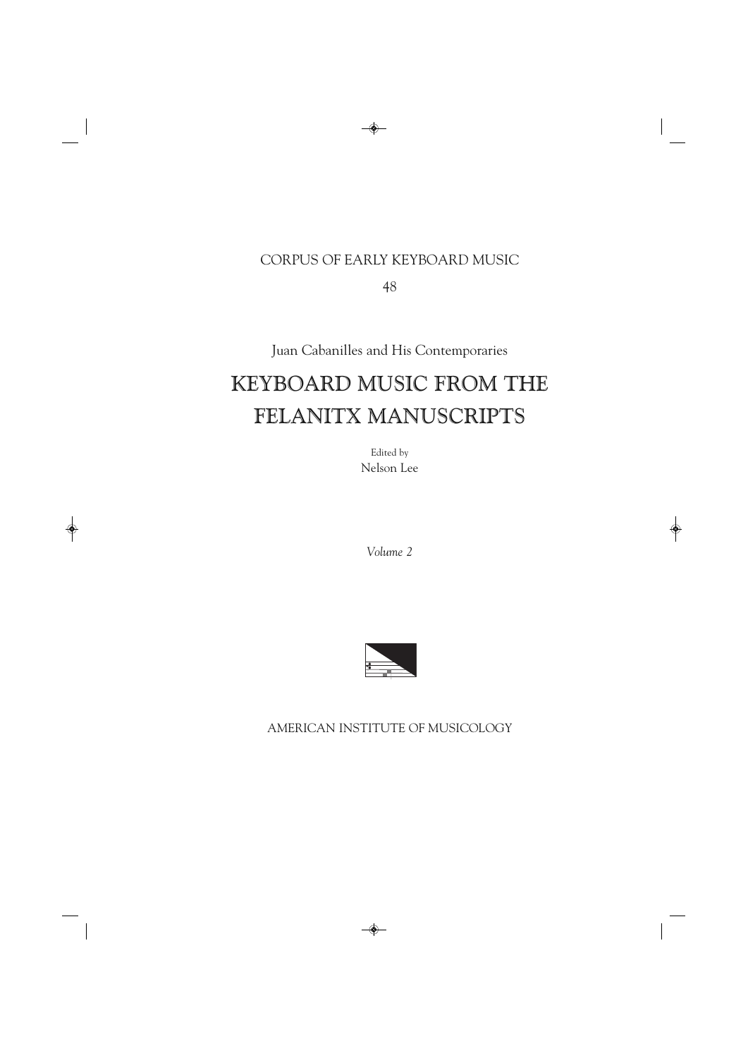CORPUS OF EARLY KEYBOARD MUSIC

48

Juan Cabanilles and His Contemporaries

# KEYBOARD MUSIC FROM THE FELANITX MANUSCRIPTS

Edited by

Nelson Lee

*Volume 2*

AMERICAN INSTITUTE OF MUSICOLOGY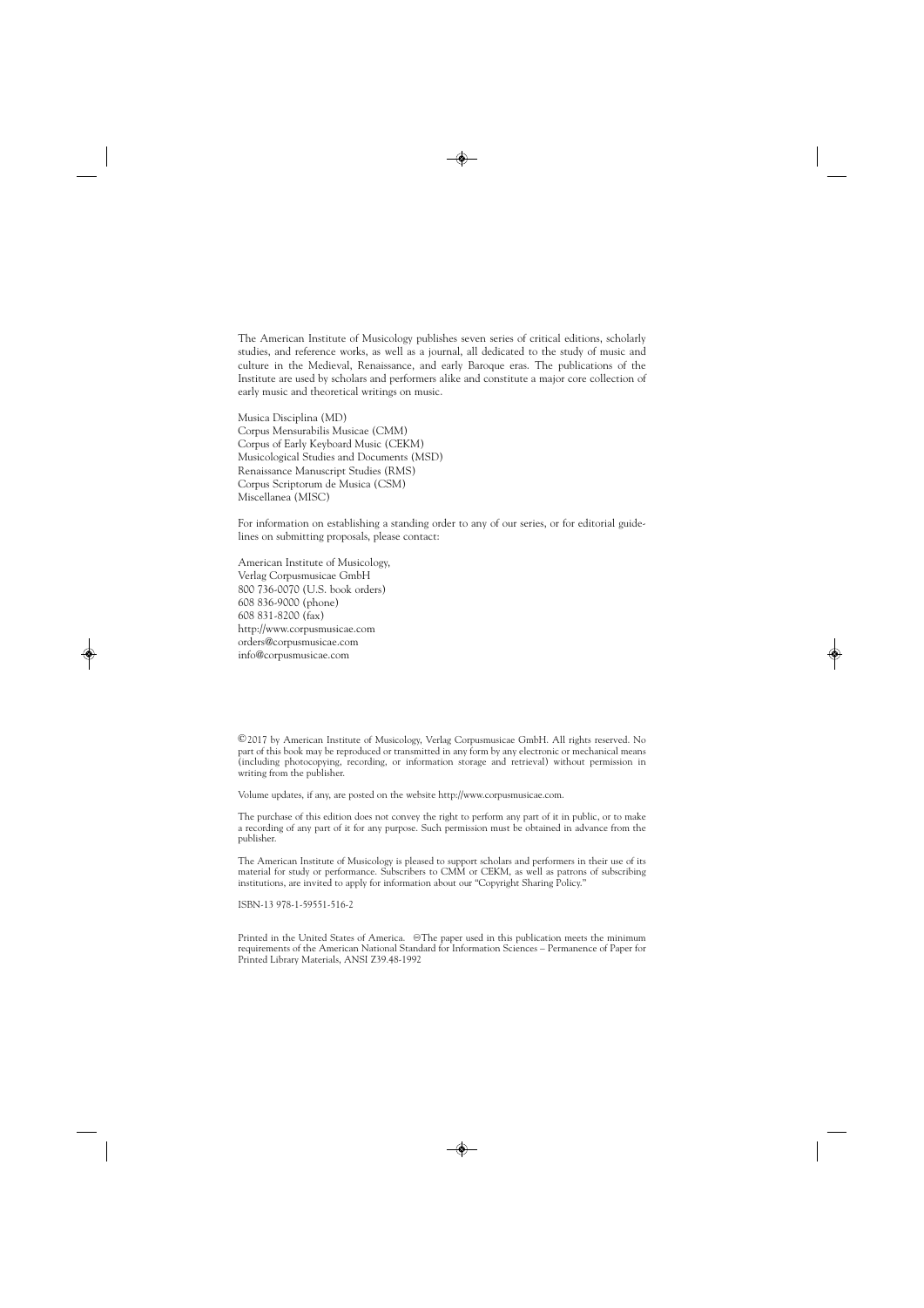The American Institute of Musicology publishes seven series of critical editions, scholarly studies, and reference works, as well as a journal, all dedicated to the study of music and culture in the Medieval, Renaissance, and early Baroque eras. The publications of the Institute are used by scholars and performers alike and constitute a major core collection of early music and theoretical writings on music.

Musica Disciplina (MD)
Corpus Mensurabilis Musicae (CMM)
Corpus of Early Keyboard Music (CEKM)
Musicological Studies and Documents (MSD)
Renaissance Manuscript Studies (RMS)
Corpus Scriptorum de Musica (CSM)
Miscellanea (MISC)

For information on establishing a standing order to any of our series, or for editorial guidelines on submitting proposals, please contact:

American Institute of Musicology,
Verlag Corpusmusicae GmbH
800 736-0070 (U.S. book orders)
608 836-9000 (phone)
608 831-8200 (fax)
http://www.corpusmusicae.com
orders@corpusmusicae.com
info@corpusmusicae.com

©2017 by American Institute of Musicology, Verlag Corpusmusicae GmbH. All rights reserved. No part of this book may be reproduced or transmitted in any form by any electronic or mechanical means (including photocopying, recording, or information storage and retrieval) without permission in writing from the publisher.

Volume updates, if any, are posted on the website http://www.corpusmusicae.com.

The purchase of this edition does not convey the right to perform any part of it in public, or to make a recording of any part of it for any purpose. Such permission must be obtained in advance from the publisher.

The American Institute of Musicology is pleased to support scholars and performers in their use of its material for study or performance. Subscribers to CMM or CEKM, as well as patrons of subscribing institutions, are invited to apply for information about our "Copyright Sharing Policy."

ISBN-13 978-1-59551-516-2

Printed in the United States of America. ∞The paper used in this publication meets the minimum requirements of the American National Standard for Information Sciences – Permanence of Paper for Printed Library Materials, ANSI Z39.48-1992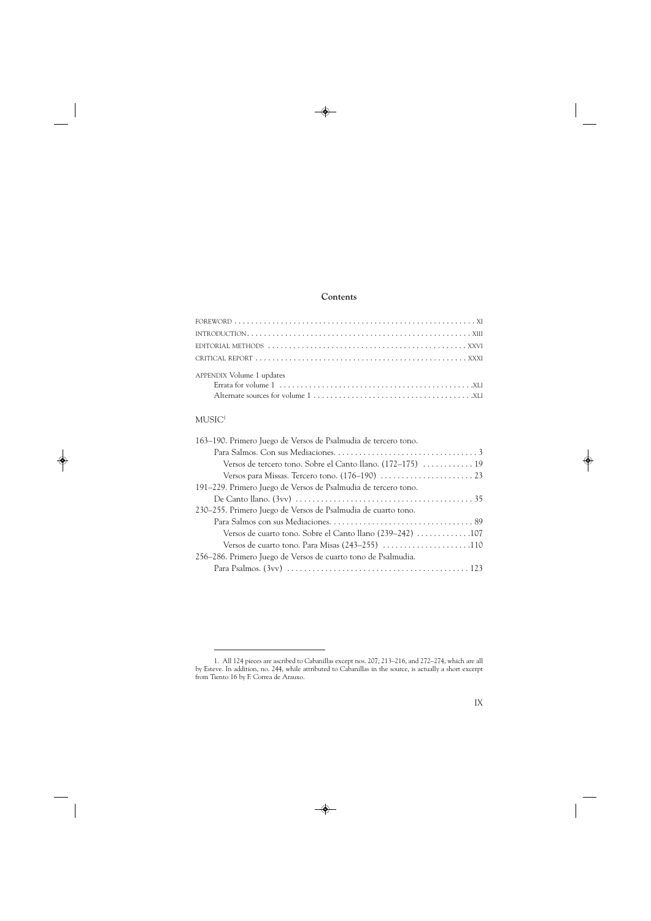## Contents

FOREWORD . . . . . . . . . . . . . . . . . . . . . . . . . . . . . . . . . . . . . . . . . . . . . . . . . . . . . . . . . XI
INTRODUCTION . . . . . . . . . . . . . . . . . . . . . . . . . . . . . . . . . . . . . . . . . . . . . . . . . . . . XIII
EDITORIAL METHODS . . . . . . . . . . . . . . . . . . . . . . . . . . . . . . . . . . . . . . . . . . . . . . XXVI
CRITICAL REPORT . . . . . . . . . . . . . . . . . . . . . . . . . . . . . . . . . . . . . . . . . . . . . . . . . . XXXI

APPENDIX Volume 1 updates
Errata for volume 1 . . . . . . . . . . . . . . . . . . . . . . . . . . . . . . . . . . . . . . . . . . . . . . XLI
Alternate sources for volume 1 . . . . . . . . . . . . . . . . . . . . . . . . . . . . . . . . . . . . . . XLI

MUSIC[1]

163–190. Primero Juego de Versos de Psalmudia de tercero tono.
Para Salmos. Con sus Mediaciones. . . . . . . . . . . . . . . . . . . . . . . . . . . . . . . . . . . 3
Versos de tercero tono. Sobre el Canto llano. (172–175) . . . . . . . . . . . . 19
Versos para Missas. Tercero tono. (176–190) . . . . . . . . . . . . . . . . . . . . . . 23
191–229. Primero Juego de Versos de Psalmudia de tercero tono.
De Canto llano. (3vv) . . . . . . . . . . . . . . . . . . . . . . . . . . . . . . . . . . . . . . . . . . 35
230–255. Primero Juego de Versos de Psalmudia de cuarto tono.
Para Salmos con sus Mediaciones. . . . . . . . . . . . . . . . . . . . . . . . . . . . . . . . . . 89
Versos de cuarto tono. Sobre el Canto llano (239–242) . . . . . . . . . . . . . 107
Versos de cuarto tono. Para Misas (243–255) . . . . . . . . . . . . . . . . . . . . . 110
256–286. Primero Juego de Versos de cuarto tono de Psalmudia.
Para Psalmos. (3vv) . . . . . . . . . . . . . . . . . . . . . . . . . . . . . . . . . . . . . . . . . . . 123

1. All 124 pieces are ascribed to Cabanillas except nos. 207, 213–216, and 272–274, which are all by Esteve. In addition, no. 244, while attributed to Cabanillas in the source, is actually a short excerpt from Tiento 16 by F. Correa de Arauxo.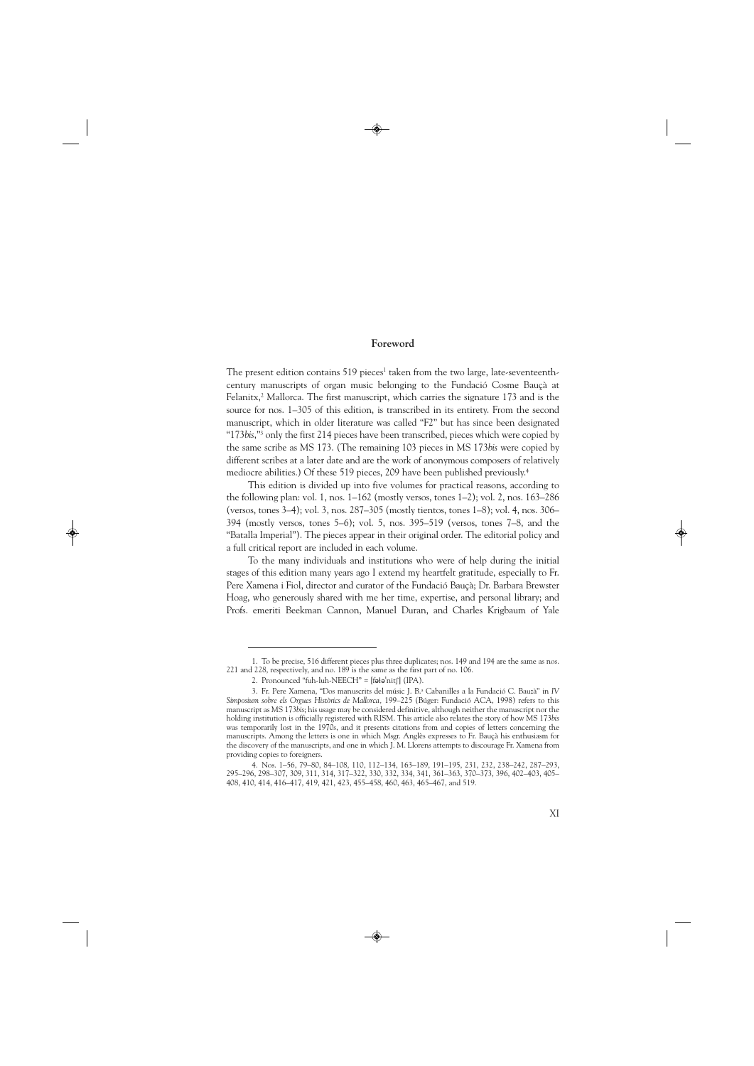## Foreword

The present edition contains 519 pieces[1] taken from the two large, late-seventeenth-century manuscripts of organ music belonging to the Fundació Cosme Bauçà at Felanitx,[2] Mallorca. The first manuscript, which carries the signature 173 and is the source for nos. 1–305 of this edition, is transcribed in its entirety. From the second manuscript, which in older literature was called "F2" but has since been designated "173*bis*,"[3] only the first 214 pieces have been transcribed, pieces which were copied by the same scribe as MS 173. (The remaining 103 pieces in MS 173*bis* were copied by different scribes at a later date and are the work of anonymous composers of relatively mediocre abilities.) Of these 519 pieces, 209 have been published previously.[4]

This edition is divided up into five volumes for practical reasons, according to the following plan: vol. 1, nos. 1–162 (mostly versos, tones 1–2); vol. 2, nos. 163–286 (versos, tones 3–4); vol. 3, nos. 287–305 (mostly tientos, tones 1–8); vol. 4, nos. 306–394 (mostly versos, tones 5–6); vol. 5, nos. 395–519 (versos, tones 7–8, and the "Batalla Imperial"). The pieces appear in their original order. The editorial policy and a full critical report are included in each volume.

To the many individuals and institutions who were of help during the initial stages of this edition many years ago I extend my heartfelt gratitude, especially to Fr. Pere Xamena i Fiol, director and curator of the Fundació Bauçà; Dr. Barbara Brewster Hoag, who generously shared with me her time, expertise, and personal library; and Profs. emeriti Beekman Cannon, Manuel Duran, and Charles Krigbaum of Yale

---

1. To be precise, 516 different pieces plus three duplicates; nos. 149 and 194 are the same as nos. 221 and 228, respectively, and no. 189 is the same as the first part of no. 106.

2. Pronounced "fuh-luh-NEECH" = [fələˈnitʃ] (IPA).

3. Fr. Pere Xamena, "Dos manuscrits del músic J. B.ª Cabanilles a la Fundació C. Bauzà" in *IV Simposium sobre els Orgues Històrics de Mallorca,* 199–225 (Búger: Fundació ACA, 1998) refers to this manuscript as MS 173*bis*; his usage may be considered definitive, although neither the manuscript nor the holding institution is officially registered with RISM. This article also relates the story of how MS 173*bis* was temporarily lost in the 1970s, and it presents citations from and copies of letters concerning the manuscripts. Among the letters is one in which Msgr. Anglès expresses to Fr. Bauçà his enthusiasm for the discovery of the manuscripts, and one in which J. M. Llorens attempts to discourage Fr. Xamena from providing copies to foreigners.

4. Nos. 1–56, 79–80, 84–108, 110, 112–134, 163–189, 191–195, 231, 232, 238–242, 287–293, 295–296, 298–307, 309, 311, 314, 317–322, 330, 332, 334, 341, 361–363, 370–373, 396, 402–403, 405–408, 410, 414, 416–417, 419, 421, 423, 455–458, 460, 463, 465–467, and 519.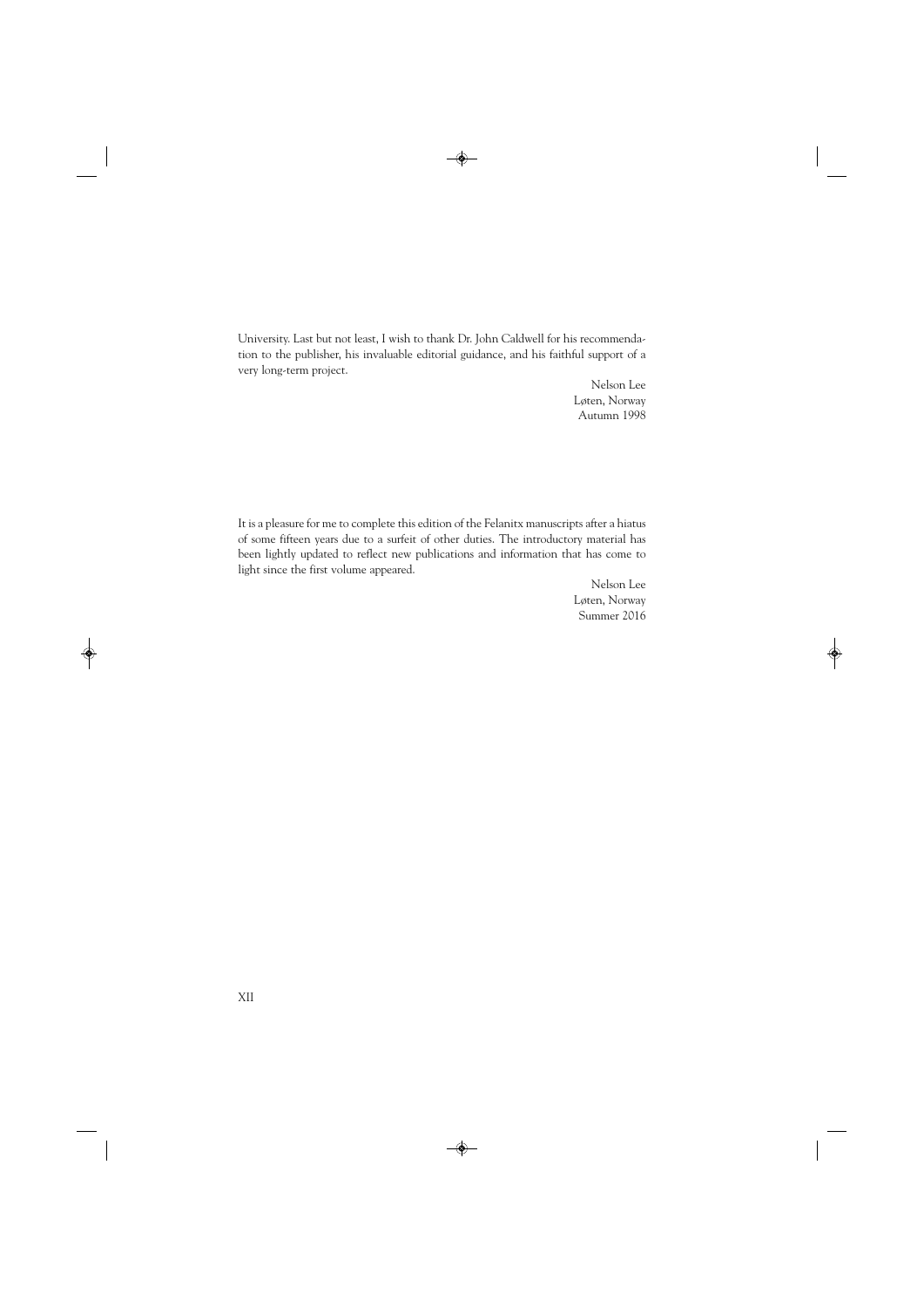University. Last but not least, I wish to thank Dr. John Caldwell for his recommendation to the publisher, his invaluable editorial guidance, and his faithful support of a very long-term project.

Nelson Lee  
Løten, Norway  
Autumn 1998

It is a pleasure for me to complete this edition of the Felanitx manuscripts after a hiatus of some fifteen years due to a surfeit of other duties. The introductory material has been lightly updated to reflect new publications and information that has come to light since the first volume appeared.

Nelson Lee  
Løten, Norway  
Summer 2016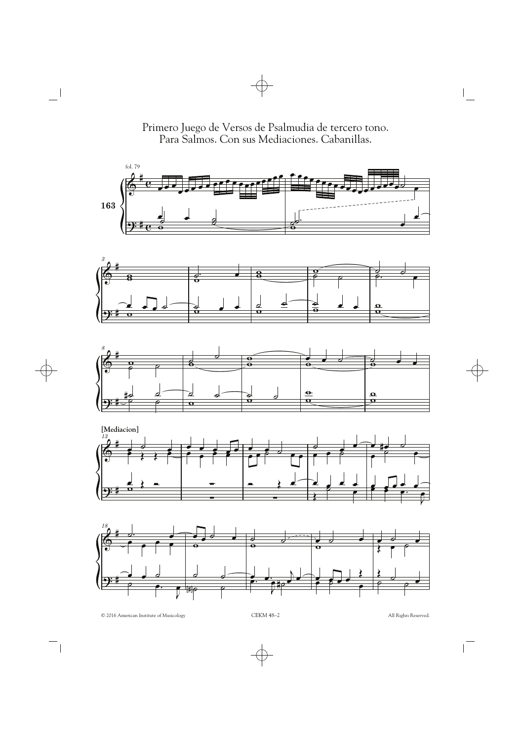Primero Juego de Versos de Psalmudia de tercero tono.
Para Salmos. Con sus Mediaciones. Cabanillas.

fol. 79

163

[Mediacion]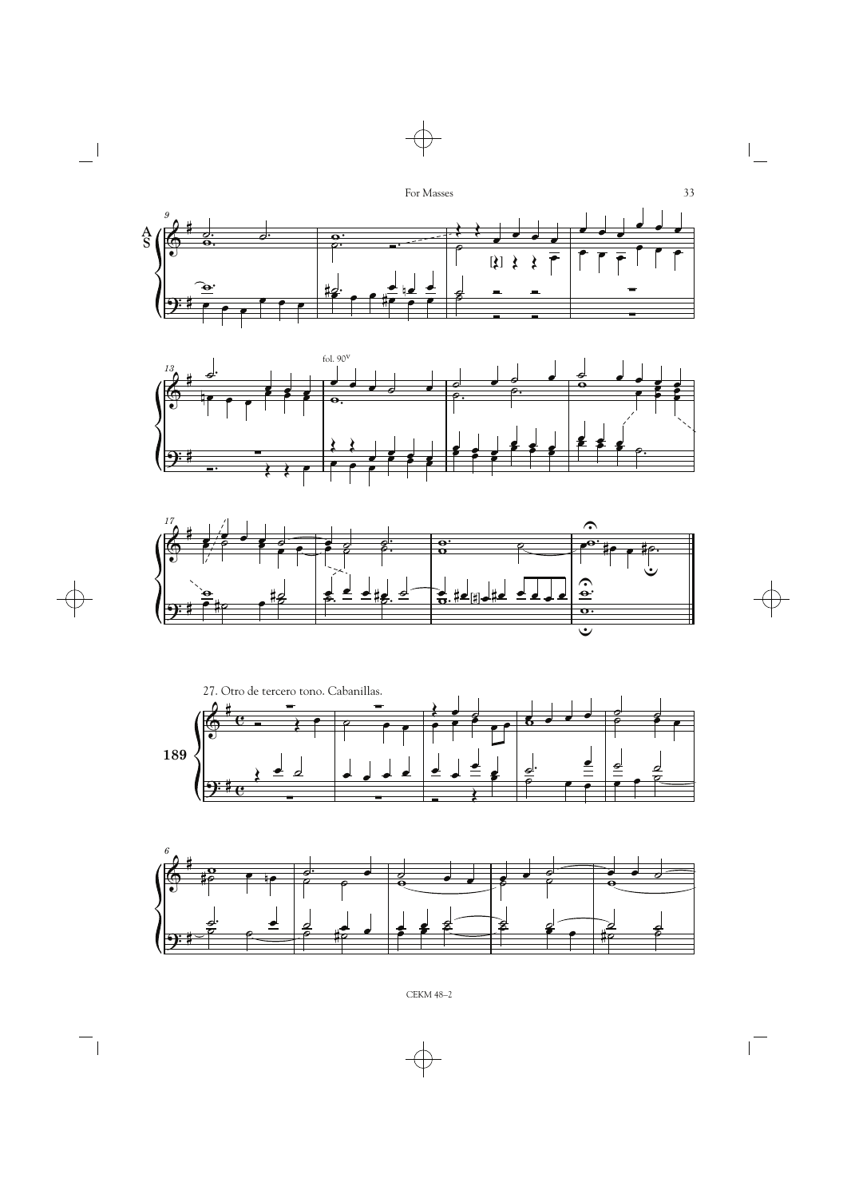27. Otro de tercero tono. Cabanillas.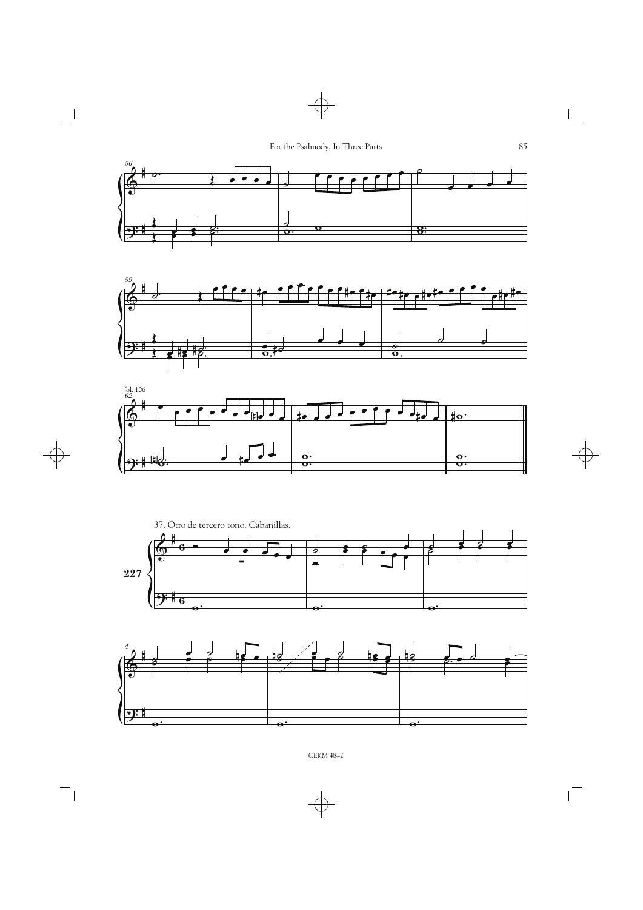fol. 106

37. Otro de tercero tono. Cabanillas.